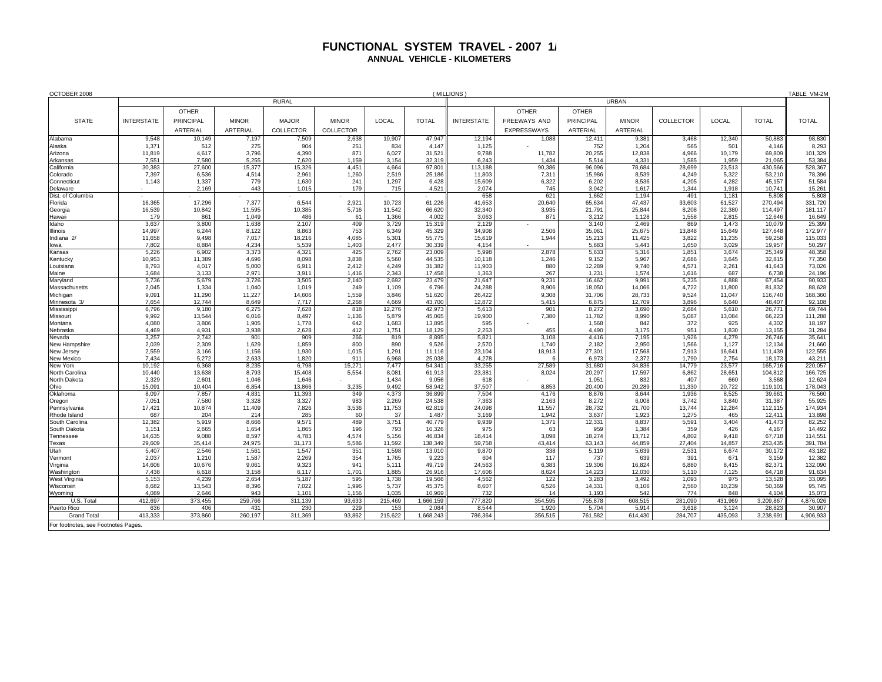# FUNCTIONAL SYSTEM TRAVEL - 2007 1/

## ANNUAL VEHICLE - KILOMETERS

OCTOBER 2008 (MILLIONS) TABLE VM-2M

| STATE | RURAL | | | | | | | URBAN | | | | | | | |
|---|---|---|---|---|---|---|---|---|---|---|---|---|---|---|---|
| | INTERSTATE | OTHER PRINCIPAL ARTERIAL | MINOR ARTERIAL | MAJOR COLLECTOR | MINOR COLLECTOR | LOCAL | TOTAL | INTERSTATE | OTHER FREEWAYS AND EXPRESSWAYS | OTHER PRINCIPAL ARTERIAL | MINOR ARTERIAL | COLLECTOR | LOCAL | TOTAL | TOTAL |
| Alabama | 9,548 | 10,149 | 7,197 | 7,509 | 2,638 | 10,907 | 47,947 | 12,194 | 1,088 | 12,411 | 9,381 | 3,468 | 12,340 | 50,883 | 98,830 |
| Alaska | 1,371 | 512 | 275 | 904 | 251 | 834 | 4,147 | 1,125 | - | 752 | 1,204 | 565 | 501 | 4,146 | 8,293 |
| Arizona | 11,819 | 4,617 | 3,796 | 4,390 | 871 | 6,027 | 31,521 | 9,788 | 11,782 | 20,255 | 12,838 | 4,966 | 10,179 | 69,809 | 101,329 |
| Arkansas | 7,551 | 7,580 | 5,255 | 7,620 | 1,159 | 3,154 | 32,319 | 6,243 | 1,434 | 5,514 | 4,331 | 1,585 | 1,959 | 21,065 | 53,384 |
| California | 30,383 | 27,600 | 15,377 | 15,326 | 4,451 | 4,664 | 97,801 | 113,188 | 90,386 | 96,096 | 78,684 | 28,699 | 23,513 | 430,566 | 528,367 |
| Colorado | 7,397 | 6,536 | 4,514 | 2,961 | 1,260 | 2,519 | 25,186 | 11,803 | 7,311 | 15,986 | 8,539 | 4,249 | 5,322 | 53,210 | 78,396 |
| Connecticut | 1,143 | 1,337 | 779 | 1,630 | 241 | 1,297 | 6,428 | 15,609 | 6,322 | 6,202 | 8,536 | 4,205 | 4,282 | 45,157 | 51,584 |
| Delaware | - | 2,169 | 443 | 1,015 | 179 | 715 | 4,521 | 2,074 | 745 | 3,042 | 1,617 | 1,344 | 1,918 | 10,741 | 15,261 |
| Dist. of Columbia | - | - | - | - | - | - | - | 658 | 621 | 1,662 | 1,194 | 491 | 1,181 | 5,808 | 5,808 |
| Florida | 16,365 | 17,296 | 7,377 | 6,544 | 2,921 | 10,723 | 61,226 | 41,653 | 20,640 | 65,634 | 47,437 | 33,603 | 61,527 | 270,494 | 331,720 |
| Georgia | 16,539 | 10,842 | 11,595 | 10,385 | 5,716 | 11,542 | 66,620 | 32,340 | 3,935 | 21,791 | 25,844 | 8,208 | 22,380 | 114,497 | 181,117 |
| Hawaii | 179 | 861 | 1,049 | 486 | 61 | 1,366 | 4,002 | 3,063 | 871 | 3,212 | 1,128 | 1,558 | 2,815 | 12,646 | 16,649 |
| Idaho | 3,637 | 3,800 | 1,638 | 2,107 | 409 | 3,729 | 15,319 | 2,129 | - | 3,140 | 2,469 | 869 | 1,473 | 10,079 | 25,399 |
| Illinois | 14,997 | 6,244 | 8,122 | 8,863 | 753 | 6,349 | 45,329 | 34,908 | 2,506 | 35,061 | 25,675 | 13,848 | 15,649 | 127,648 | 172,977 |
| Indiana 2/ | 11,658 | 9,498 | 7,017 | 18,216 | 4,085 | 5,301 | 55,775 | 15,619 | 1,944 | 15,213 | 11,425 | 3,822 | 11,235 | 59,258 | 115,033 |
| Iowa | 7,802 | 8,884 | 4,234 | 5,539 | 1,403 | 2,477 | 30,339 | 4,154 | - | 5,683 | 5,443 | 1,650 | 3,029 | 19,957 | 50,297 |
| Kansas | 5,226 | 6,902 | 3,373 | 4,321 | 425 | 2,762 | 23,009 | 5,998 | 2,878 | 5,633 | 5,316 | 1,851 | 3,674 | 25,349 | 48,358 |
| Kentucky | 10,953 | 11,389 | 4,696 | 8,098 | 3,838 | 5,560 | 44,535 | 10,118 | 1,246 | 9,152 | 5,967 | 2,686 | 3,645 | 32,815 | 77,350 |
| Louisiana | 8,793 | 4,017 | 5,000 | 6,911 | 2,412 | 4,249 | 31,382 | 11,903 | 880 | 12,289 | 9,740 | 4,571 | 2,261 | 41,643 | 73,026 |
| Maine | 3,684 | 3,133 | 2,971 | 3,911 | 1,416 | 2,343 | 17,458 | 1,363 | 267 | 1,231 | 1,574 | 1,616 | 687 | 6,738 | 24,196 |
| Maryland | 5,736 | 5,679 | 3,726 | 3,505 | 2,140 | 2,692 | 23,479 | 21,647 | 9,231 | 16,462 | 9,991 | 5,235 | 4,888 | 67,454 | 90,933 |
| Massachusetts | 2,045 | 1,334 | 1,040 | 1,019 | 249 | 1,109 | 6,796 | 24,288 | 8,906 | 18,050 | 14,066 | 4,722 | 11,800 | 81,832 | 88,628 |
| Michigan | 9,091 | 11,290 | 11,227 | 14,606 | 1,559 | 3,846 | 51,620 | 26,422 | 9,308 | 31,706 | 28,733 | 9,524 | 11,047 | 116,740 | 168,360 |
| Minnesota 3/ | 7,654 | 12,744 | 8,649 | 7,717 | 2,268 | 4,669 | 43,700 | 12,872 | 5,415 | 6,875 | 12,709 | 3,896 | 6,640 | 48,407 | 92,108 |
| Mississippi | 6,796 | 9,180 | 6,275 | 7,628 | 818 | 12,276 | 42,973 | 5,613 | 901 | 8,272 | 3,690 | 2,684 | 5,610 | 26,771 | 69,744 |
| Missouri | 9,992 | 13,544 | 6,016 | 8,497 | 1,136 | 5,879 | 45,065 | 19,900 | 7,380 | 11,782 | 8,990 | 5,087 | 13,084 | 66,223 | 111,288 |
| Montana | 4,080 | 3,806 | 1,905 | 1,778 | 642 | 1,683 | 13,895 | 595 | - | 1,568 | 842 | 372 | 925 | 4,302 | 18,197 |
| Nebraska | 4,469 | 4,931 | 3,938 | 2,628 | 412 | 1,751 | 18,129 | 2,253 | 455 | 4,490 | 3,175 | 951 | 1,830 | 13,155 | 31,284 |
| Nevada | 3,257 | 2,742 | 901 | 909 | 266 | 819 | 8,895 | 5,821 | 3,108 | 4,416 | 7,195 | 1,926 | 4,279 | 26,746 | 35,641 |
| New Hampshire | 2,039 | 2,309 | 1,629 | 1,859 | 800 | 890 | 9,526 | 2,570 | 1,740 | 2,182 | 2,950 | 1,566 | 1,127 | 12,134 | 21,660 |
| New Jersey | 2,559 | 3,166 | 1,156 | 1,930 | 1,015 | 1,291 | 11,116 | 23,104 | 18,913 | 27,301 | 17,568 | 7,913 | 16,641 | 111,439 | 122,555 |
| New Mexico | 7,434 | 5,272 | 2,633 | 1,820 | 911 | 6,968 | 25,038 | 4,278 | 6 | 6,973 | 2,372 | 1,790 | 2,754 | 18,173 | 43,211 |
| New York | 10,192 | 6,368 | 8,235 | 6,798 | 15,271 | 7,477 | 54,341 | 33,255 | 27,589 | 31,680 | 34,836 | 14,779 | 23,577 | 165,716 | 220,057 |
| North Carolina | 10,440 | 13,638 | 8,793 | 15,408 | 5,554 | 8,081 | 61,913 | 23,381 | 8,024 | 20,297 | 17,597 | 6,862 | 28,651 | 104,812 | 166,725 |
| North Dakota | 2,329 | 2,601 | 1,046 | 1,646 | - | 1,434 | 9,056 | 618 | - | 1,051 | 832 | 407 | 660 | 3,568 | 12,624 |
| Ohio | 15,091 | 10,404 | 6,854 | 13,866 | 3,235 | 9,492 | 58,942 | 37,507 | 8,853 | 20,400 | 20,289 | 11,330 | 20,722 | 119,101 | 178,043 |
| Oklahoma | 8,097 | 7,857 | 4,831 | 11,393 | 349 | 4,373 | 36,899 | 7,504 | 4,176 | 8,876 | 8,644 | 1,936 | 8,525 | 39,661 | 76,560 |
| Oregon | 7,051 | 7,580 | 3,328 | 3,327 | 983 | 2,269 | 24,538 | 7,363 | 2,163 | 8,272 | 6,008 | 3,742 | 3,840 | 31,387 | 55,925 |
| Pennsylvania | 17,421 | 10,874 | 11,409 | 7,826 | 3,536 | 11,753 | 62,819 | 24,098 | 11,557 | 28,732 | 21,700 | 13,744 | 12,284 | 112,115 | 174,934 |
| Rhode Island | 687 | 204 | 214 | 285 | 60 | 37 | 1,487 | 3,169 | 1,942 | 3,637 | 1,923 | 1,275 | 465 | 12,411 | 13,898 |
| South Carolina | 12,382 | 5,919 | 8,666 | 9,571 | 489 | 3,751 | 40,779 | 9,939 | 1,371 | 12,331 | 8,837 | 5,591 | 3,404 | 41,473 | 82,252 |
| South Dakota | 3,151 | 2,665 | 1,654 | 1,865 | 196 | 793 | 10,326 | 975 | 63 | 959 | 1,384 | 359 | 426 | 4,167 | 14,492 |
| Tennessee | 14,635 | 9,088 | 8,597 | 4,783 | 4,574 | 5,156 | 46,834 | 18,414 | 3,098 | 18,274 | 13,712 | 4,802 | 9,418 | 67,718 | 114,551 |
| Texas | 29,609 | 35,414 | 24,975 | 31,173 | 5,586 | 11,592 | 138,349 | 59,758 | 43,414 | 63,143 | 44,859 | 27,404 | 14,857 | 253,435 | 391,784 |
| Utah | 5,407 | 2,546 | 1,561 | 1,547 | 351 | 1,598 | 13,010 | 9,870 | 338 | 5,119 | 5,639 | 2,531 | 6,674 | 30,172 | 43,182 |
| Vermont | 2,037 | 1,210 | 1,587 | 2,269 | 354 | 1,765 | 9,223 | 604 | 117 | 737 | 639 | 391 | 671 | 3,159 | 12,382 |
| Virginia | 14,606 | 10,676 | 9,061 | 9,323 | 941 | 5,111 | 49,719 | 24,563 | 6,383 | 19,306 | 16,824 | 6,880 | 8,415 | 82,371 | 132,090 |
| Washington | 7,438 | 6,618 | 3,158 | 6,117 | 1,701 | 1,885 | 26,916 | 17,606 | 8,624 | 14,223 | 12,030 | 5,110 | 7,125 | 64,718 | 91,634 |
| West Virginia | 5,153 | 4,239 | 2,654 | 5,187 | 595 | 1,738 | 19,566 | 4,562 | 122 | 3,283 | 3,492 | 1,093 | 975 | 13,528 | 33,095 |
| Wisconsin | 8,682 | 13,543 | 8,396 | 7,022 | 1,996 | 5,737 | 45,375 | 8,607 | 6,526 | 14,331 | 8,106 | 2,560 | 10,239 | 50,369 | 95,745 |
| Wyoming | 4,089 | 2,646 | 943 | 1,101 | 1,156 | 1,035 | 10,969 | 732 | 14 | 1,193 | 542 | 774 | 848 | 4,104 | 15,073 |
| U.S. Total | 412,697 | 373,455 | 259,766 | 311,139 | 93,633 | 215,469 | 1,666,159 | 777,820 | 354,595 | 755,878 | 608,515 | 281,090 | 431,969 | 3,209,867 | 4,876,026 |
| Puerto Rico | 636 | 406 | 431 | 230 | 229 | 153 | 2,084 | 8,544 | 1,920 | 5,704 | 5,914 | 3,618 | 3,124 | 28,823 | 30,907 |
| Grand Total | 413,333 | 373,860 | 260,197 | 311,369 | 93,862 | 215,622 | 1,668,243 | 786,364 | 356,515 | 761,582 | 614,430 | 284,707 | 435,093 | 3,238,691 | 4,906,933 |

For footnotes, see Footnotes Pages.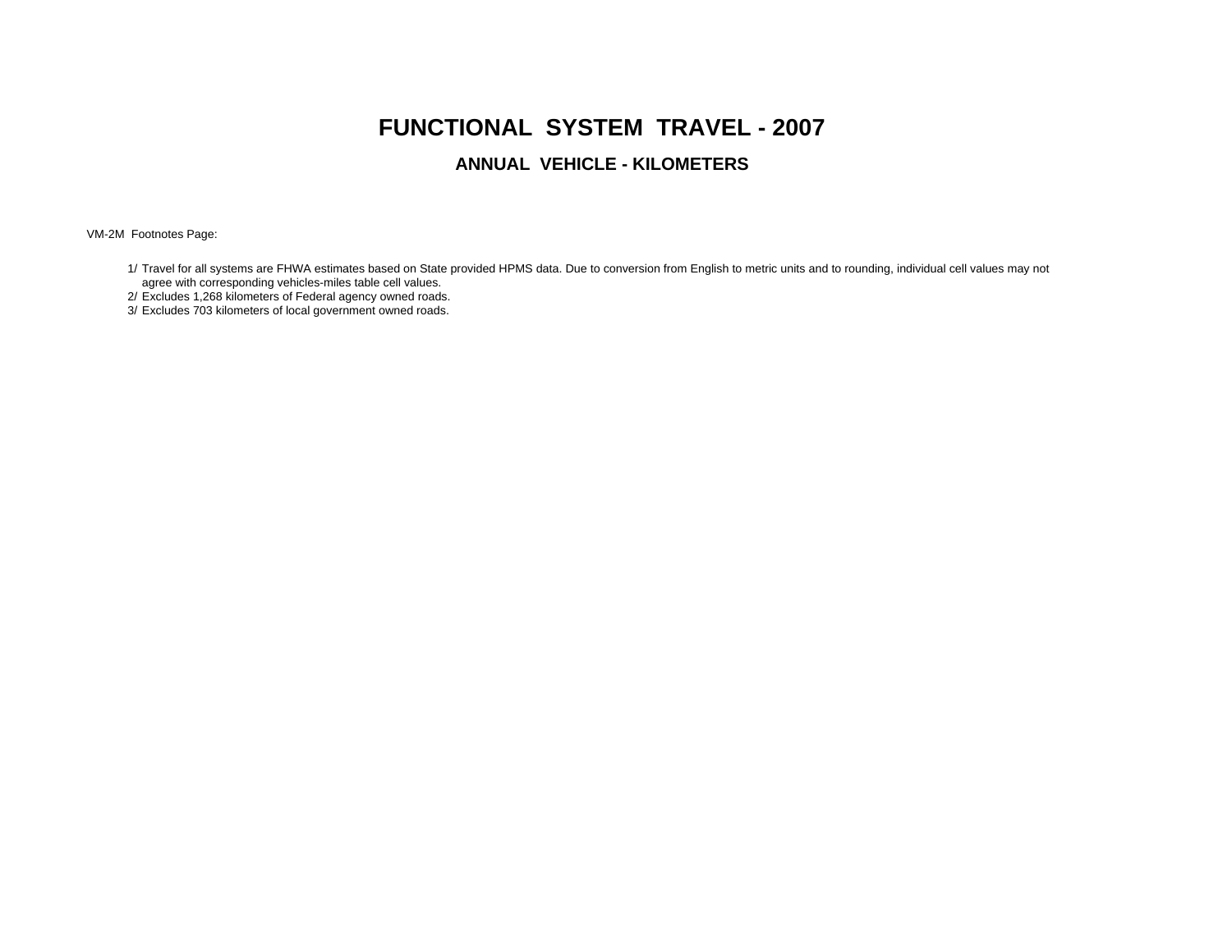# FUNCTIONAL SYSTEM TRAVEL - 2007

## ANNUAL VEHICLE - KILOMETERS

VM-2M Footnotes Page:

1/ Travel for all systems are FHWA estimates based on State provided HPMS data. Due to conversion from English to metric units and to rounding, individual cell values may not agree with corresponding vehicles-miles table cell values.
2/ Excludes 1,268 kilometers of Federal agency owned roads.
3/ Excludes 703 kilometers of local government owned roads.